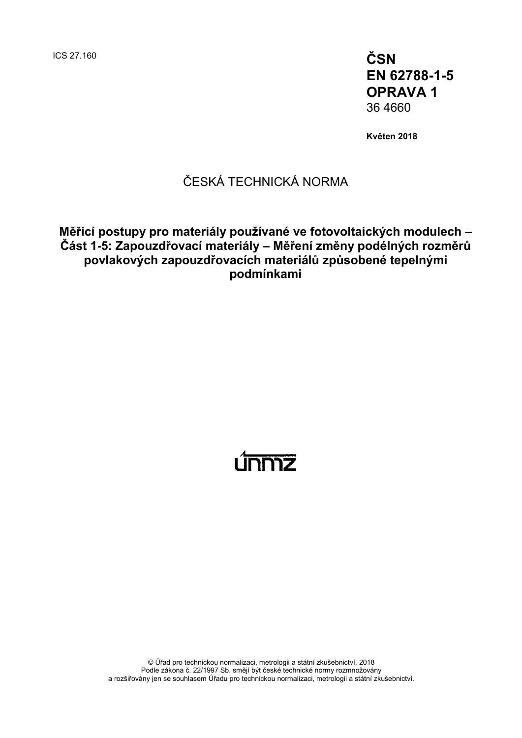ICS 27.160

**ČSN**
**EN 62788-1-5**
**OPRAVA 1**
36 4660

**Květen 2018**

ČESKÁ TECHNICKÁ NORMA

# Měřicí postupy pro materiály používané ve fotovoltaických modulech – Část 1-5: Zapouzdřovací materiály – Měření změny podélných rozměrů povlakových zapouzdřovacích materiálů způsobené tepelnými podmínkami

únmz

© Úřad pro technickou normalizaci, metrologii a státní zkušebnictví, 2018
Podle zákona č. 22/1997 Sb. smějí být české technické normy rozmnožovány
a rozšiřovány jen se souhlasem Úřadu pro technickou normalizaci, metrologii a státní zkušebnictví.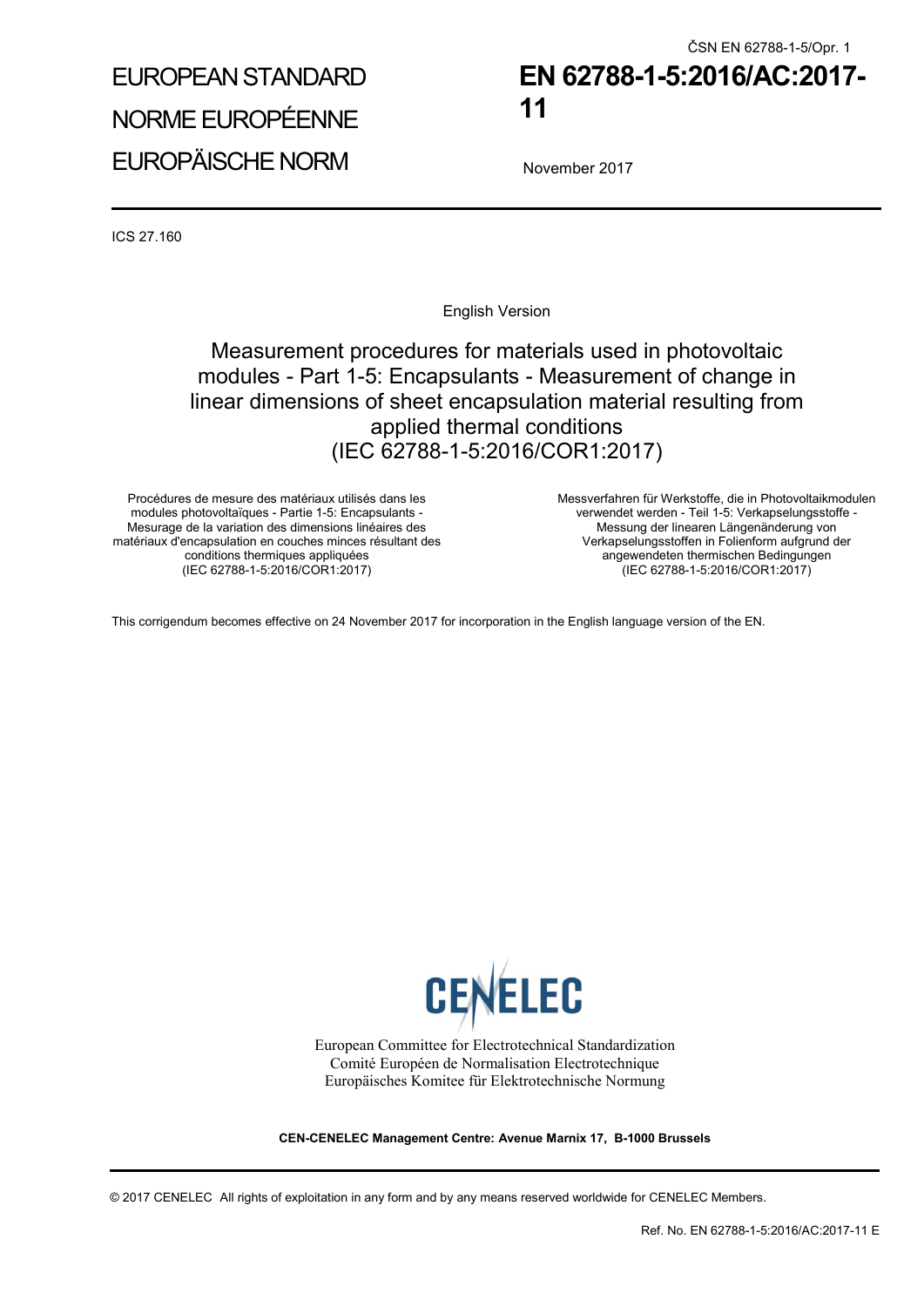ČSN EN 62788-1-5/Opr. 1

EUROPEAN STANDARD

NORME EUROPÉENNE

EUROPÄISCHE NORM

# EN 62788-1-5:2016/AC:2017-11

November 2017

ICS 27.160

English Version

## Measurement procedures for materials used in photovoltaic modules - Part 1-5: Encapsulants - Measurement of change in linear dimensions of sheet encapsulation material resulting from applied thermal conditions (IEC 62788-1-5:2016/COR1:2017)

Procédures de mesure des matériaux utilisés dans les modules photovoltaïques - Partie 1-5: Encapsulants - Mesurage de la variation des dimensions linéaires des matériaux d'encapsulation en couches minces résultant des conditions thermiques appliquées (IEC 62788-1-5:2016/COR1:2017)

Messverfahren für Werkstoffe, die in Photovoltaikmodulen verwendet werden - Teil 1-5: Verkapselungsstoffe - Messung der linearen Längenänderung von Verkapselungsstoffen in Folienform aufgrund der angewendeten thermischen Bedingungen (IEC 62788-1-5:2016/COR1:2017)

This corrigendum becomes effective on 24 November 2017 for incorporation in the English language version of the EN.

CENELEC

European Committee for Electrotechnical Standardization
Comité Européen de Normalisation Electrotechnique
Europäisches Komitee für Elektrotechnische Normung

**CEN-CENELEC Management Centre: Avenue Marnix 17, B-1000 Brussels**

© 2017 CENELEC All rights of exploitation in any form and by any means reserved worldwide for CENELEC Members.

Ref. No. EN 62788-1-5:2016/AC:2017-11 E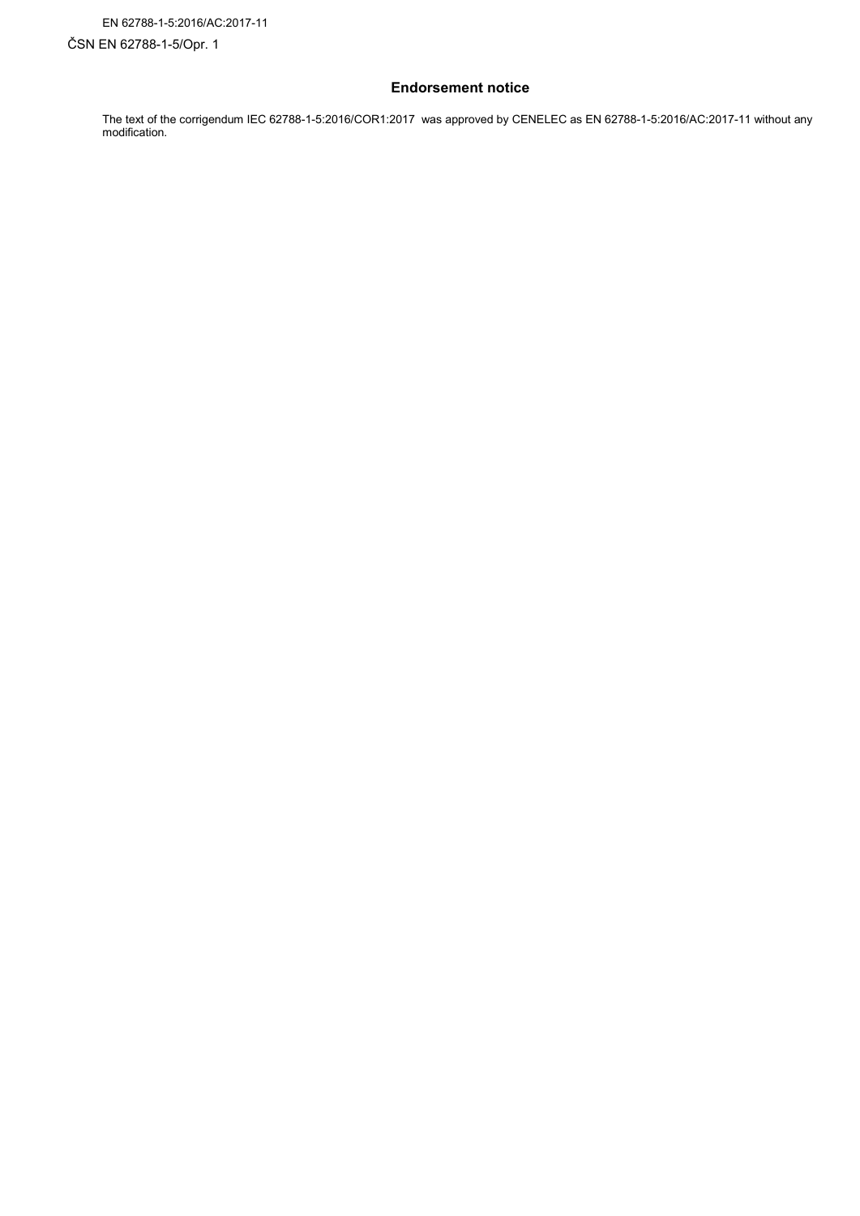## Endorsement notice

The text of the corrigendum IEC 62788-1-5:2016/COR1:2017 was approved by CENELEC as EN 62788-1-5:2016/AC:2017-11 without any modification.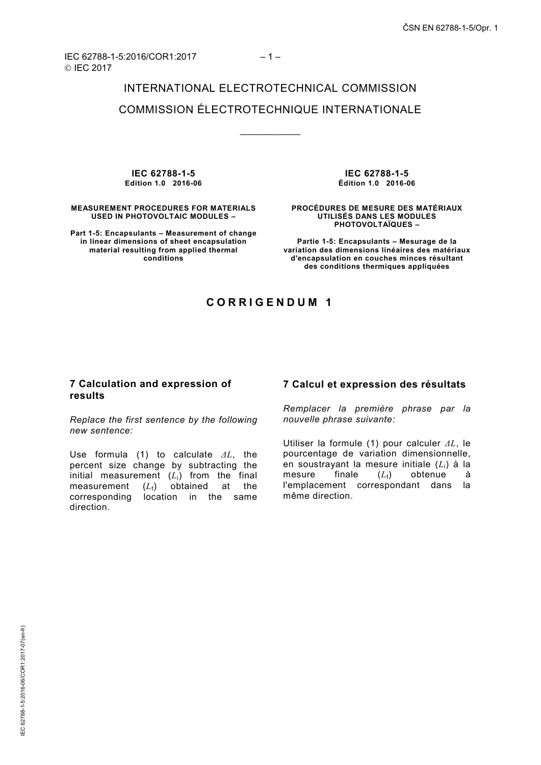IEC 62788-1-5:2016/COR1:2017
© IEC 2017

INTERNATIONAL ELECTROTECHNICAL COMMISSION

COMMISSION ÉLECTROTECHNIQUE INTERNATIONALE

____________

**IEC 62788-1-5**
**Edition 1.0 2016-06**

**MEASUREMENT PROCEDURES FOR MATERIALS USED IN PHOTOVOLTAIC MODULES –**

**Part 1-5: Encapsulants – Measurement of change in linear dimensions of sheet encapsulation material resulting from applied thermal conditions**

**IEC 62788-1-5**
**Édition 1.0 2016-06**

**PROCÉDURES DE MESURE DES MATÉRIAUX UTILISÉS DANS LES MODULES PHOTOVOLTAÏQUES –**

**Partie 1-5: Encapsulants – Mesurage de la variation des dimensions linéaires des matériaux d'encapsulation en couches minces résultant des conditions thermiques appliquées**

# CORRIGENDUM 1

## 7 Calculation and expression of results

*Replace the first sentence by the following new sentence:*

Use formula (1) to calculate $\Delta L$, the percent size change by subtracting the initial measurement ($L_i$) from the final measurement ($L_f$) obtained at the corresponding location in the same direction.

## 7 Calcul et expression des résultats

*Remplacer la première phrase par la nouvelle phrase suivante:*

Utiliser la formule (1) pour calculer $\Delta L$, le pourcentage de variation dimensionnelle, en soustrayant la mesure initiale ($L_i$) à la mesure finale ($L_f$) obtenue à l'emplacement correspondant dans la même direction.

IEC 62788-1-5:2016-06/COR1:2017-07(en-fr)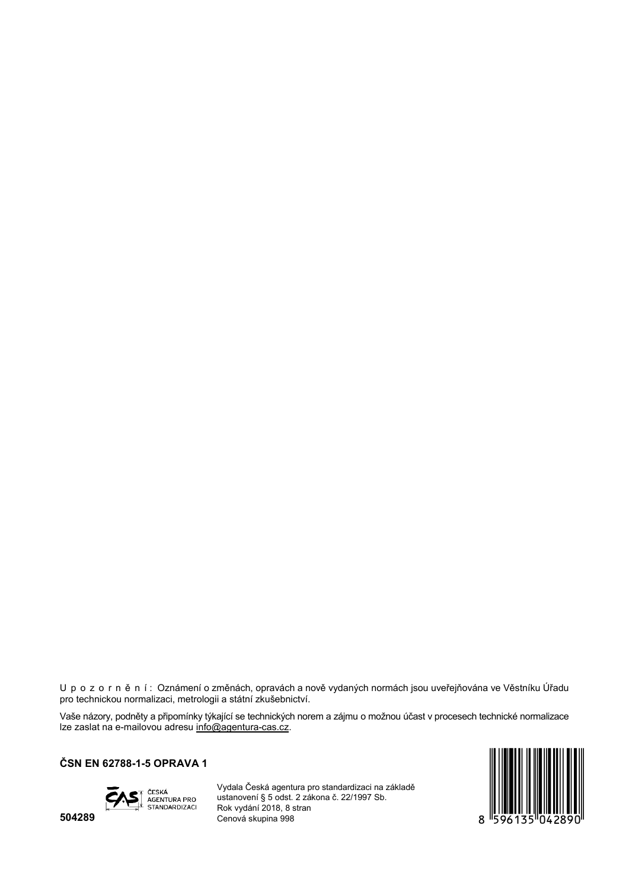U p o z o r n ě n í : Oznámení o změnách, opravách a nově vydaných normách jsou uveřejňována ve Věstníku Úřadu pro technickou normalizaci, metrologii a státní zkušebnictví.

Vaše názory, podněty a připomínky týkající se technických norem a zájmu o možnou účast v procesech technické normalizace lze zaslat na e-mailovou adresu info@agentura-cas.cz.

**ČSN EN 62788-1-5 OPRAVA 1**

ČESKÁ AGENTURA PRO STANDARDIZACI

**504289**

Vydala Česká agentura pro standardizaci na základě ustanovení § 5 odst. 2 zákona č. 22/1997 Sb.
Rok vydání 2018, 8 stran
Cenová skupina 998

8 596135 042890